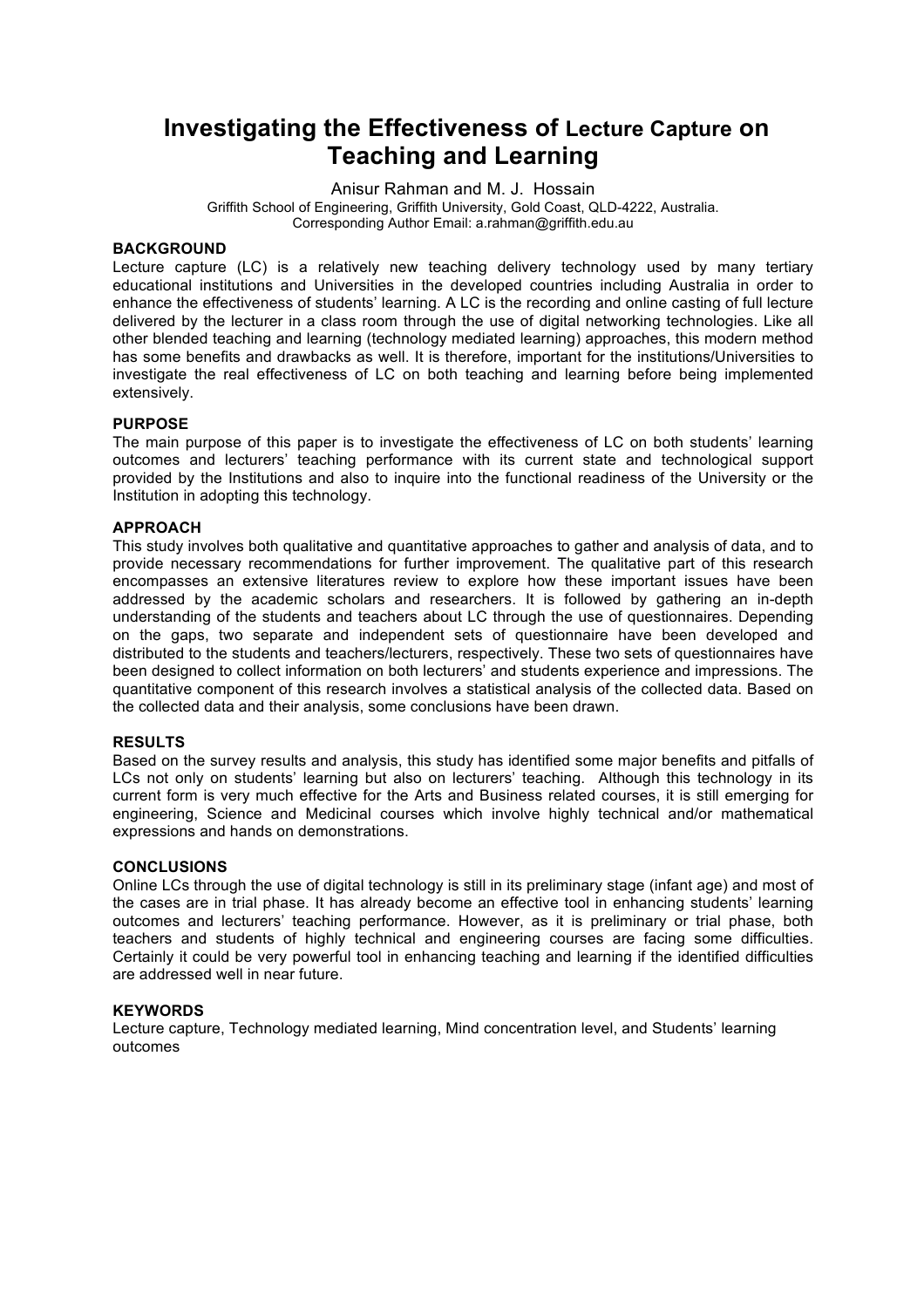# Investigating the Effectiveness of Lecture Capture on Teaching and Learning

Anisur Rahman and M. J. Hossain

Griffith School of Engineering, Griffith University, Gold Coast, QLD-4222, Australia.
Corresponding Author Email: a.rahman@griffith.edu.au

## BACKGROUND

Lecture capture (LC) is a relatively new teaching delivery technology used by many tertiary educational institutions and Universities in the developed countries including Australia in order to enhance the effectiveness of students' learning. A LC is the recording and online casting of full lecture delivered by the lecturer in a class room through the use of digital networking technologies. Like all other blended teaching and learning (technology mediated learning) approaches, this modern method has some benefits and drawbacks as well. It is therefore, important for the institutions/Universities to investigate the real effectiveness of LC on both teaching and learning before being implemented extensively.

## PURPOSE

The main purpose of this paper is to investigate the effectiveness of LC on both students' learning outcomes and lecturers' teaching performance with its current state and technological support provided by the Institutions and also to inquire into the functional readiness of the University or the Institution in adopting this technology.

## APPROACH

This study involves both qualitative and quantitative approaches to gather and analysis of data, and to provide necessary recommendations for further improvement. The qualitative part of this research encompasses an extensive literatures review to explore how these important issues have been addressed by the academic scholars and researchers. It is followed by gathering an in-depth understanding of the students and teachers about LC through the use of questionnaires. Depending on the gaps, two separate and independent sets of questionnaire have been developed and distributed to the students and teachers/lecturers, respectively. These two sets of questionnaires have been designed to collect information on both lecturers' and students experience and impressions. The quantitative component of this research involves a statistical analysis of the collected data. Based on the collected data and their analysis, some conclusions have been drawn.

## RESULTS

Based on the survey results and analysis, this study has identified some major benefits and pitfalls of LCs not only on students' learning but also on lecturers' teaching. Although this technology in its current form is very much effective for the Arts and Business related courses, it is still emerging for engineering, Science and Medicinal courses which involve highly technical and/or mathematical expressions and hands on demonstrations.

## CONCLUSIONS

Online LCs through the use of digital technology is still in its preliminary stage (infant age) and most of the cases are in trial phase. It has already become an effective tool in enhancing students' learning outcomes and lecturers' teaching performance. However, as it is preliminary or trial phase, both teachers and students of highly technical and engineering courses are facing some difficulties. Certainly it could be very powerful tool in enhancing teaching and learning if the identified difficulties are addressed well in near future.

## KEYWORDS

Lecture capture, Technology mediated learning, Mind concentration level, and Students' learning outcomes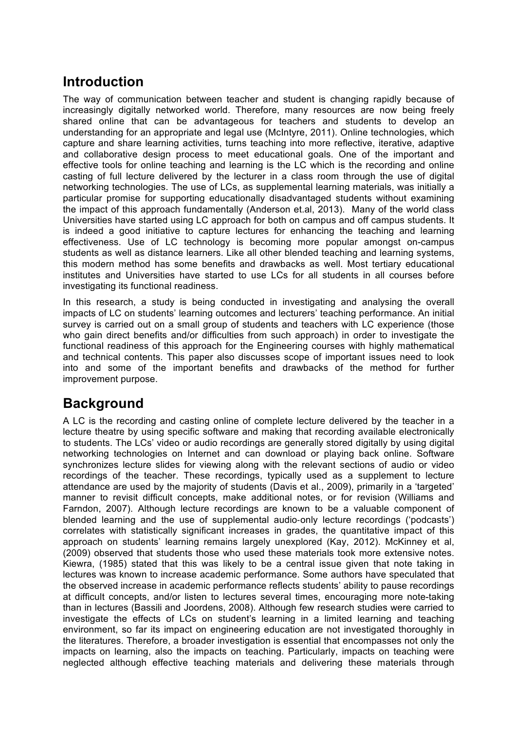## Introduction

The way of communication between teacher and student is changing rapidly because of increasingly digitally networked world. Therefore, many resources are now being freely shared online that can be advantageous for teachers and students to develop an understanding for an appropriate and legal use (McIntyre, 2011). Online technologies, which capture and share learning activities, turns teaching into more reflective, iterative, adaptive and collaborative design process to meet educational goals. One of the important and effective tools for online teaching and learning is the LC which is the recording and online casting of full lecture delivered by the lecturer in a class room through the use of digital networking technologies. The use of LCs, as supplemental learning materials, was initially a particular promise for supporting educationally disadvantaged students without examining the impact of this approach fundamentally (Anderson et.al, 2013). Many of the world class Universities have started using LC approach for both on campus and off campus students. It is indeed a good initiative to capture lectures for enhancing the teaching and learning effectiveness. Use of LC technology is becoming more popular amongst on-campus students as well as distance learners. Like all other blended teaching and learning systems, this modern method has some benefits and drawbacks as well. Most tertiary educational institutes and Universities have started to use LCs for all students in all courses before investigating its functional readiness.

In this research, a study is being conducted in investigating and analysing the overall impacts of LC on students' learning outcomes and lecturers' teaching performance. An initial survey is carried out on a small group of students and teachers with LC experience (those who gain direct benefits and/or difficulties from such approach) in order to investigate the functional readiness of this approach for the Engineering courses with highly mathematical and technical contents. This paper also discusses scope of important issues need to look into and some of the important benefits and drawbacks of the method for further improvement purpose.

## Background

A LC is the recording and casting online of complete lecture delivered by the teacher in a lecture theatre by using specific software and making that recording available electronically to students. The LCs' video or audio recordings are generally stored digitally by using digital networking technologies on Internet and can download or playing back online. Software synchronizes lecture slides for viewing along with the relevant sections of audio or video recordings of the teacher. These recordings, typically used as a supplement to lecture attendance are used by the majority of students (Davis et al., 2009), primarily in a 'targeted' manner to revisit difficult concepts, make additional notes, or for revision (Williams and Farndon, 2007). Although lecture recordings are known to be a valuable component of blended learning and the use of supplemental audio-only lecture recordings ('podcasts') correlates with statistically significant increases in grades, the quantitative impact of this approach on students' learning remains largely unexplored (Kay, 2012). McKinney et al, (2009) observed that students those who used these materials took more extensive notes. Kiewra, (1985) stated that this was likely to be a central issue given that note taking in lectures was known to increase academic performance. Some authors have speculated that the observed increase in academic performance reflects students' ability to pause recordings at difficult concepts, and/or listen to lectures several times, encouraging more note-taking than in lectures (Bassili and Joordens, 2008). Although few research studies were carried to investigate the effects of LCs on student's learning in a limited learning and teaching environment, so far its impact on engineering education are not investigated thoroughly in the literatures. Therefore, a broader investigation is essential that encompasses not only the impacts on learning, also the impacts on teaching. Particularly, impacts on teaching were neglected although effective teaching materials and delivering these materials through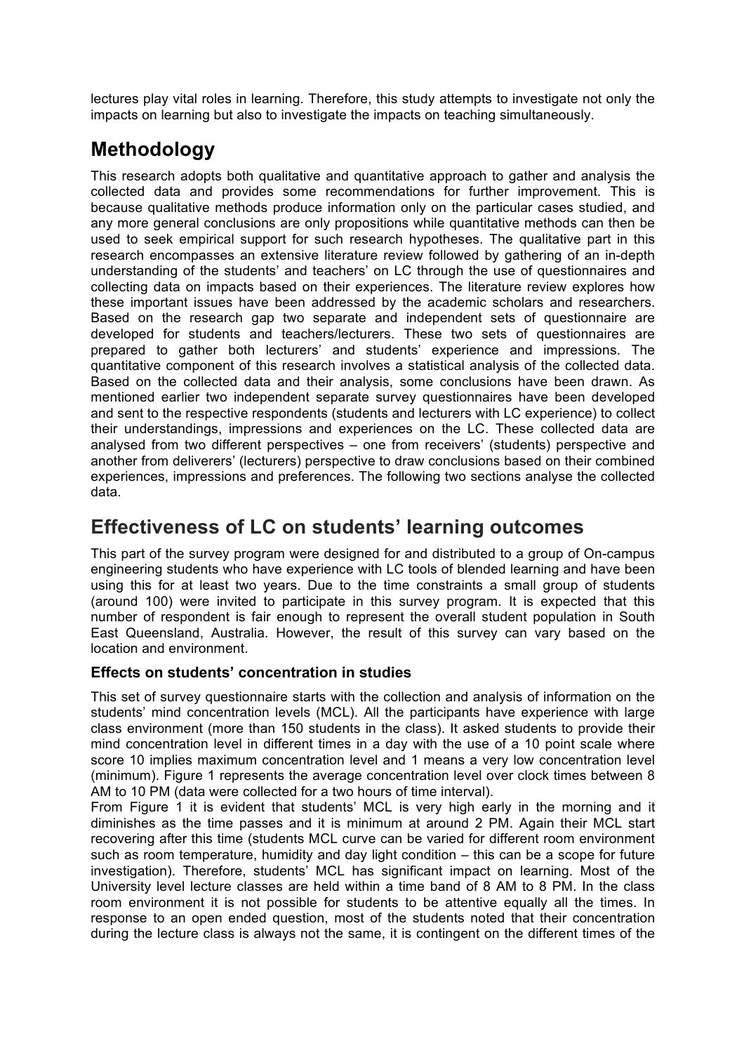lectures play vital roles in learning. Therefore, this study attempts to investigate not only the impacts on learning but also to investigate the impacts on teaching simultaneously.

## Methodology

This research adopts both qualitative and quantitative approach to gather and analysis the collected data and provides some recommendations for further improvement. This is because qualitative methods produce information only on the particular cases studied, and any more general conclusions are only propositions while quantitative methods can then be used to seek empirical support for such research hypotheses. The qualitative part in this research encompasses an extensive literature review followed by gathering of an in-depth understanding of the students' and teachers' on LC through the use of questionnaires and collecting data on impacts based on their experiences. The literature review explores how these important issues have been addressed by the academic scholars and researchers. Based on the research gap two separate and independent sets of questionnaire are developed for students and teachers/lecturers. These two sets of questionnaires are prepared to gather both lecturers' and students' experience and impressions. The quantitative component of this research involves a statistical analysis of the collected data. Based on the collected data and their analysis, some conclusions have been drawn. As mentioned earlier two independent separate survey questionnaires have been developed and sent to the respective respondents (students and lecturers with LC experience) to collect their understandings, impressions and experiences on the LC. These collected data are analysed from two different perspectives – one from receivers' (students) perspective and another from deliverers' (lecturers) perspective to draw conclusions based on their combined experiences, impressions and preferences. The following two sections analyse the collected data.

## Effectiveness of LC on students' learning outcomes

This part of the survey program were designed for and distributed to a group of On-campus engineering students who have experience with LC tools of blended learning and have been using this for at least two years. Due to the time constraints a small group of students (around 100) were invited to participate in this survey program. It is expected that this number of respondent is fair enough to represent the overall student population in South East Queensland, Australia. However, the result of this survey can vary based on the location and environment.

### Effects on students' concentration in studies

This set of survey questionnaire starts with the collection and analysis of information on the students' mind concentration levels (MCL). All the participants have experience with large class environment (more than 150 students in the class). It asked students to provide their mind concentration level in different times in a day with the use of a 10 point scale where score 10 implies maximum concentration level and 1 means a very low concentration level (minimum). Figure 1 represents the average concentration level over clock times between 8 AM to 10 PM (data were collected for a two hours of time interval).

From Figure 1 it is evident that students' MCL is very high early in the morning and it diminishes as the time passes and it is minimum at around 2 PM. Again their MCL start recovering after this time (students MCL curve can be varied for different room environment such as room temperature, humidity and day light condition – this can be a scope for future investigation). Therefore, students' MCL has significant impact on learning. Most of the University level lecture classes are held within a time band of 8 AM to 8 PM. In the class room environment it is not possible for students to be attentive equally all the times. In response to an open ended question, most of the students noted that their concentration during the lecture class is always not the same, it is contingent on the different times of the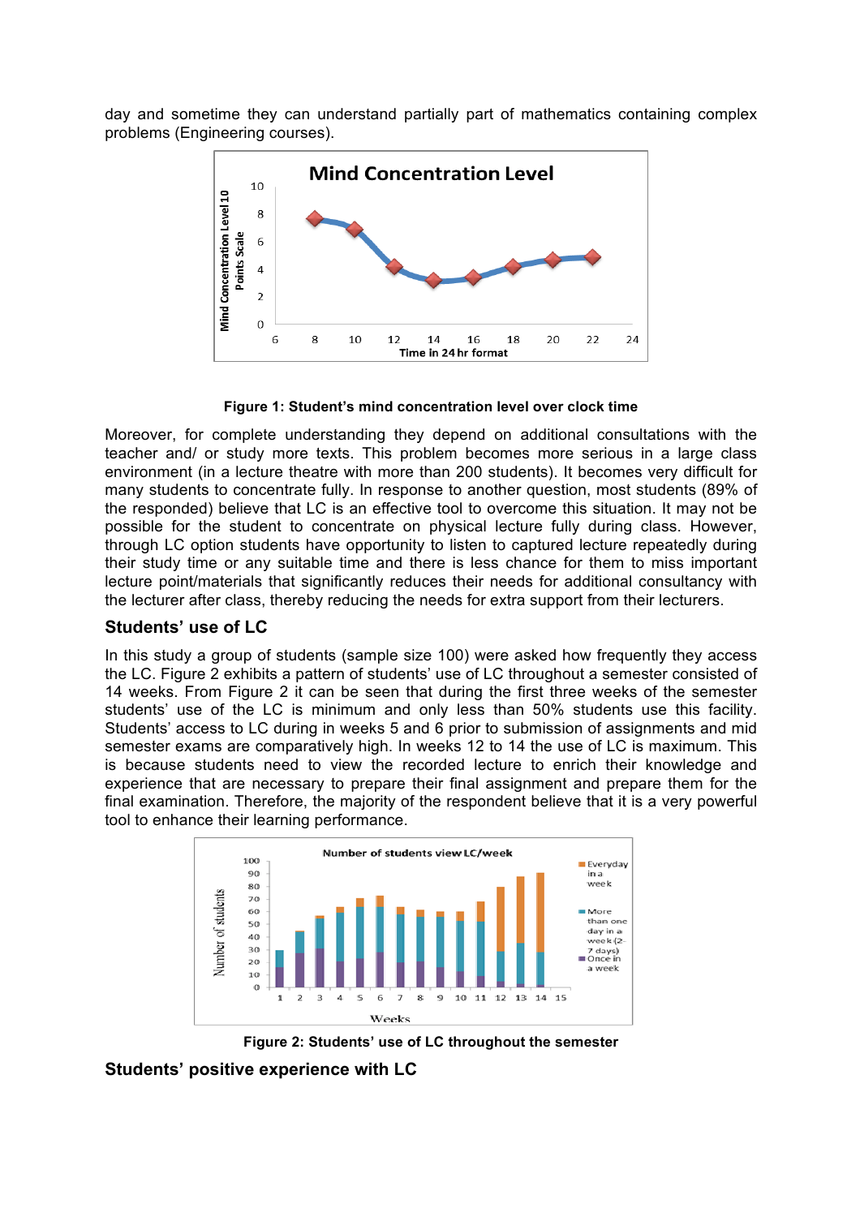day and sometime they can understand partially part of mathematics containing complex problems (Engineering courses).

**Figure 1: Student's mind concentration level over clock time**

Moreover, for complete understanding they depend on additional consultations with the teacher and/ or study more texts. This problem becomes more serious in a large class environment (in a lecture theatre with more than 200 students). It becomes very difficult for many students to concentrate fully. In response to another question, most students (89% of the responded) believe that LC is an effective tool to overcome this situation. It may not be possible for the student to concentrate on physical lecture fully during class. However, through LC option students have opportunity to listen to captured lecture repeatedly during their study time or any suitable time and there is less chance for them to miss important lecture point/materials that significantly reduces their needs for additional consultancy with the lecturer after class, thereby reducing the needs for extra support from their lecturers.

## Students' use of LC

In this study a group of students (sample size 100) were asked how frequently they access the LC. Figure 2 exhibits a pattern of students' use of LC throughout a semester consisted of 14 weeks. From Figure 2 it can be seen that during the first three weeks of the semester students' use of the LC is minimum and only less than 50% students use this facility. Students' access to LC during in weeks 5 and 6 prior to submission of assignments and mid semester exams are comparatively high. In weeks 12 to 14 the use of LC is maximum. This is because students need to view the recorded lecture to enrich their knowledge and experience that are necessary to prepare their final assignment and prepare them for the final examination. Therefore, the majority of the respondent believe that it is a very powerful tool to enhance their learning performance.

**Figure 2: Students' use of LC throughout the semester**

## Students' positive experience with LC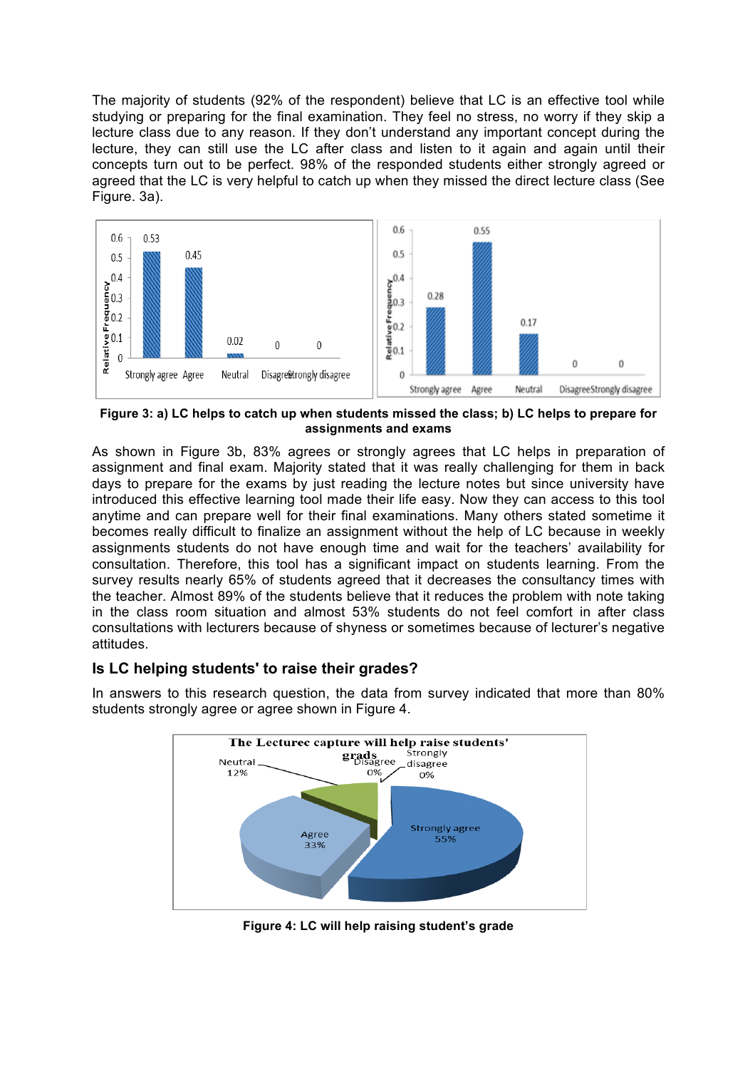The majority of students (92% of the respondent) believe that LC is an effective tool while studying or preparing for the final examination. They feel no stress, no worry if they skip a lecture class due to any reason. If they don't understand any important concept during the lecture, they can still use the LC after class and listen to it again and again until their concepts turn out to be perfect. 98% of the responded students either strongly agreed or agreed that the LC is very helpful to catch up when they missed the direct lecture class (See Figure. 3a).

**Figure 3: a) LC helps to catch up when students missed the class; b) LC helps to prepare for assignments and exams**

As shown in Figure 3b, 83% agrees or strongly agrees that LC helps in preparation of assignment and final exam. Majority stated that it was really challenging for them in back days to prepare for the exams by just reading the lecture notes but since university have introduced this effective learning tool made their life easy. Now they can access to this tool anytime and can prepare well for their final examinations. Many others stated sometime it becomes really difficult to finalize an assignment without the help of LC because in weekly assignments students do not have enough time and wait for the teachers' availability for consultation. Therefore, this tool has a significant impact on students learning. From the survey results nearly 65% of students agreed that it decreases the consultancy times with the teacher. Almost 89% of the students believe that it reduces the problem with note taking in the class room situation and almost 53% students do not feel comfort in after class consultations with lecturers because of shyness or sometimes because of lecturer's negative attitudes.

## Is LC helping students' to raise their grades?

In answers to this research question, the data from survey indicated that more than 80% students strongly agree or agree shown in Figure 4.

**Figure 4: LC will help raising student's grade**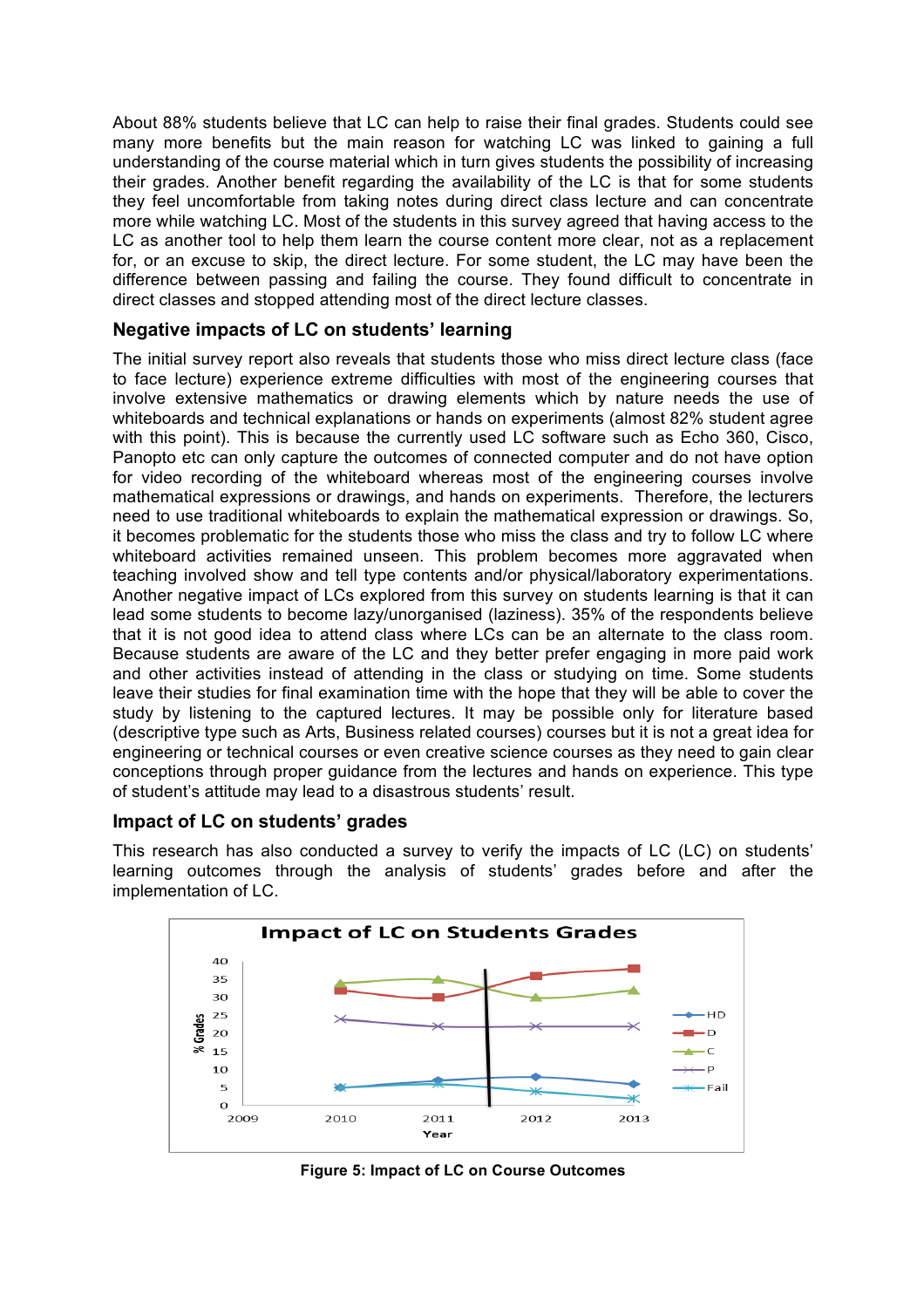About 88% students believe that LC can help to raise their final grades. Students could see many more benefits but the main reason for watching LC was linked to gaining a full understanding of the course material which in turn gives students the possibility of increasing their grades. Another benefit regarding the availability of the LC is that for some students they feel uncomfortable from taking notes during direct class lecture and can concentrate more while watching LC. Most of the students in this survey agreed that having access to the LC as another tool to help them learn the course content more clear, not as a replacement for, or an excuse to skip, the direct lecture. For some student, the LC may have been the difference between passing and failing the course. They found difficult to concentrate in direct classes and stopped attending most of the direct lecture classes.

## Negative impacts of LC on students' learning

The initial survey report also reveals that students those who miss direct lecture class (face to face lecture) experience extreme difficulties with most of the engineering courses that involve extensive mathematics or drawing elements which by nature needs the use of whiteboards and technical explanations or hands on experiments (almost 82% student agree with this point). This is because the currently used LC software such as Echo 360, Cisco, Panopto etc can only capture the outcomes of connected computer and do not have option for video recording of the whiteboard whereas most of the engineering courses involve mathematical expressions or drawings, and hands on experiments. Therefore, the lecturers need to use traditional whiteboards to explain the mathematical expression or drawings. So, it becomes problematic for the students those who miss the class and try to follow LC where whiteboard activities remained unseen. This problem becomes more aggravated when teaching involved show and tell type contents and/or physical/laboratory experimentations. Another negative impact of LCs explored from this survey on students learning is that it can lead some students to become lazy/unorganised (laziness). 35% of the respondents believe that it is not good idea to attend class where LCs can be an alternate to the class room. Because students are aware of the LC and they better prefer engaging in more paid work and other activities instead of attending in the class or studying on time. Some students leave their studies for final examination time with the hope that they will be able to cover the study by listening to the captured lectures. It may be possible only for literature based (descriptive type such as Arts, Business related courses) courses but it is not a great idea for engineering or technical courses or even creative science courses as they need to gain clear conceptions through proper guidance from the lectures and hands on experience. This type of student's attitude may lead to a disastrous students' result.

## Impact of LC on students' grades

This research has also conducted a survey to verify the impacts of LC (LC) on students' learning outcomes through the analysis of students' grades before and after the implementation of LC.

**Figure 5: Impact of LC on Course Outcomes**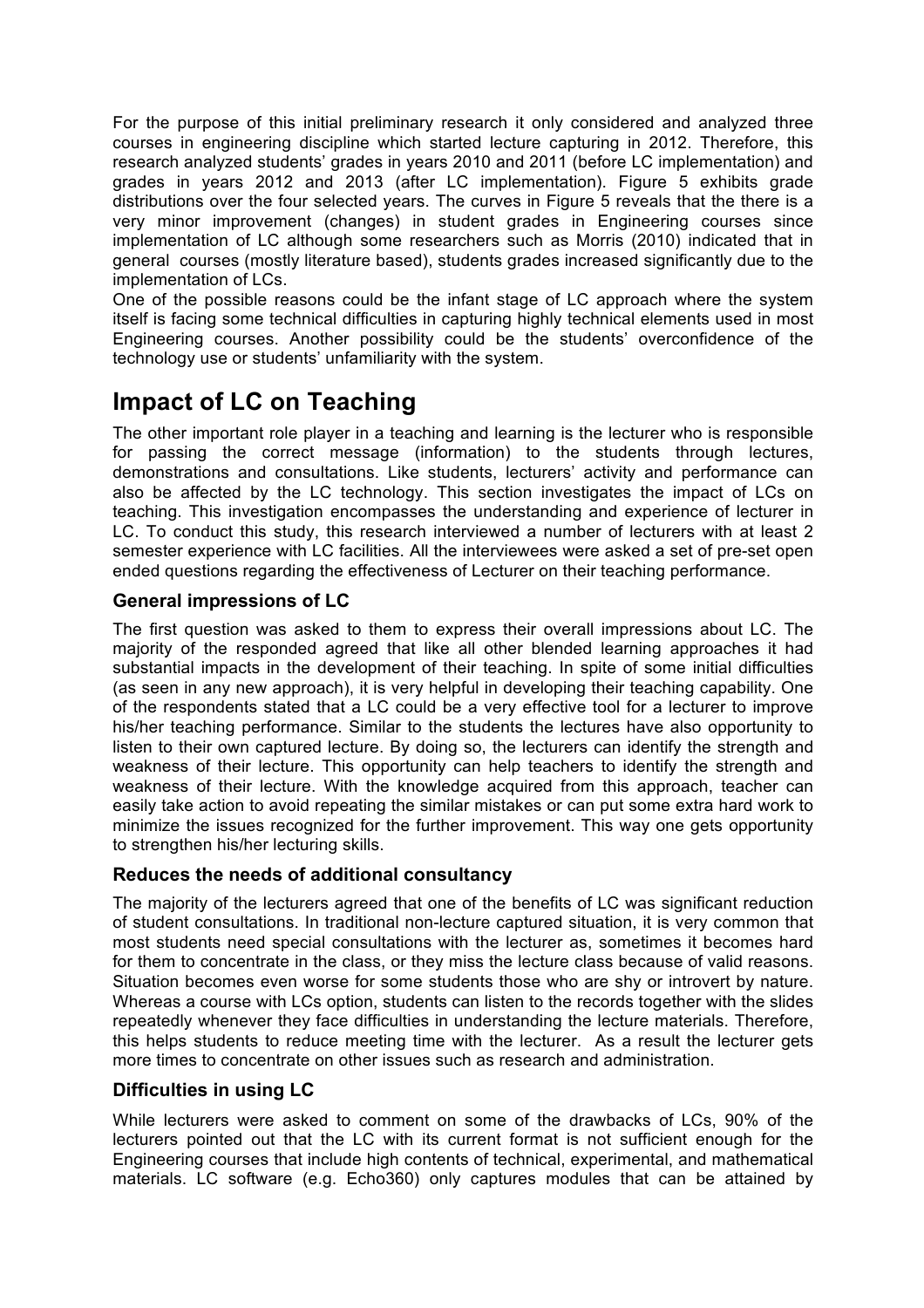For the purpose of this initial preliminary research it only considered and analyzed three courses in engineering discipline which started lecture capturing in 2012. Therefore, this research analyzed students' grades in years 2010 and 2011 (before LC implementation) and grades in years 2012 and 2013 (after LC implementation). Figure 5 exhibits grade distributions over the four selected years. The curves in Figure 5 reveals that the there is a very minor improvement (changes) in student grades in Engineering courses since implementation of LC although some researchers such as Morris (2010) indicated that in general courses (mostly literature based), students grades increased significantly due to the implementation of LCs.

One of the possible reasons could be the infant stage of LC approach where the system itself is facing some technical difficulties in capturing highly technical elements used in most Engineering courses. Another possibility could be the students' overconfidence of the technology use or students' unfamiliarity with the system.

# Impact of LC on Teaching

The other important role player in a teaching and learning is the lecturer who is responsible for passing the correct message (information) to the students through lectures, demonstrations and consultations. Like students, lecturers' activity and performance can also be affected by the LC technology. This section investigates the impact of LCs on teaching. This investigation encompasses the understanding and experience of lecturer in LC. To conduct this study, this research interviewed a number of lecturers with at least 2 semester experience with LC facilities. All the interviewees were asked a set of pre-set open ended questions regarding the effectiveness of Lecturer on their teaching performance.

### General impressions of LC

The first question was asked to them to express their overall impressions about LC. The majority of the responded agreed that like all other blended learning approaches it had substantial impacts in the development of their teaching. In spite of some initial difficulties (as seen in any new approach), it is very helpful in developing their teaching capability. One of the respondents stated that a LC could be a very effective tool for a lecturer to improve his/her teaching performance. Similar to the students the lectures have also opportunity to listen to their own captured lecture. By doing so, the lecturers can identify the strength and weakness of their lecture. This opportunity can help teachers to identify the strength and weakness of their lecture. With the knowledge acquired from this approach, teacher can easily take action to avoid repeating the similar mistakes or can put some extra hard work to minimize the issues recognized for the further improvement. This way one gets opportunity to strengthen his/her lecturing skills.

### Reduces the needs of additional consultancy

The majority of the lecturers agreed that one of the benefits of LC was significant reduction of student consultations. In traditional non-lecture captured situation, it is very common that most students need special consultations with the lecturer as, sometimes it becomes hard for them to concentrate in the class, or they miss the lecture class because of valid reasons. Situation becomes even worse for some students those who are shy or introvert by nature. Whereas a course with LCs option, students can listen to the records together with the slides repeatedly whenever they face difficulties in understanding the lecture materials. Therefore, this helps students to reduce meeting time with the lecturer. As a result the lecturer gets more times to concentrate on other issues such as research and administration.

### Difficulties in using LC

While lecturers were asked to comment on some of the drawbacks of LCs, 90% of the lecturers pointed out that the LC with its current format is not sufficient enough for the Engineering courses that include high contents of technical, experimental, and mathematical materials. LC software (e.g. Echo360) only captures modules that can be attained by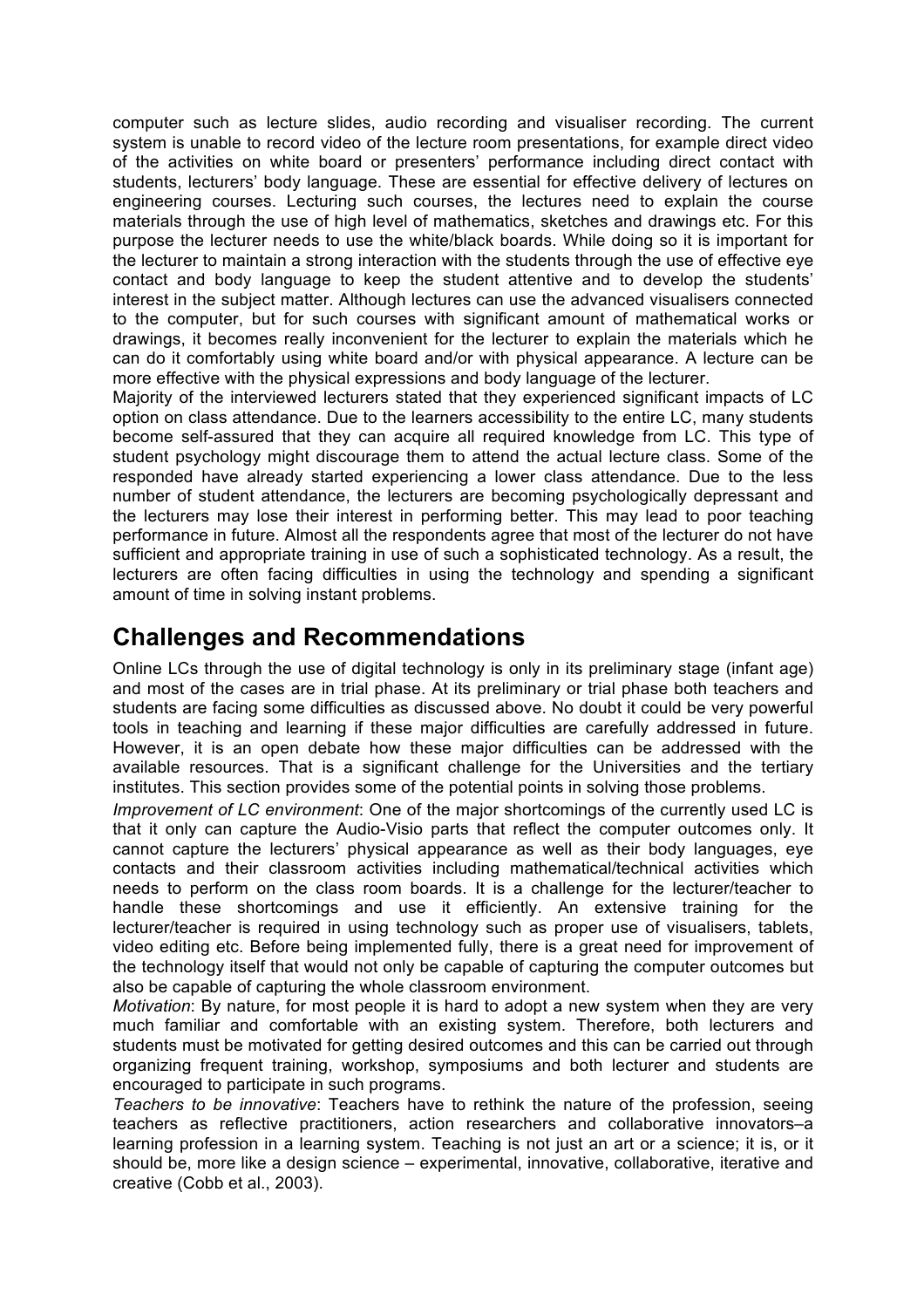computer such as lecture slides, audio recording and visualiser recording. The current system is unable to record video of the lecture room presentations, for example direct video of the activities on white board or presenters' performance including direct contact with students, lecturers' body language. These are essential for effective delivery of lectures on engineering courses. Lecturing such courses, the lectures need to explain the course materials through the use of high level of mathematics, sketches and drawings etc. For this purpose the lecturer needs to use the white/black boards. While doing so it is important for the lecturer to maintain a strong interaction with the students through the use of effective eye contact and body language to keep the student attentive and to develop the students' interest in the subject matter. Although lectures can use the advanced visualisers connected to the computer, but for such courses with significant amount of mathematical works or drawings, it becomes really inconvenient for the lecturer to explain the materials which he can do it comfortably using white board and/or with physical appearance. A lecture can be more effective with the physical expressions and body language of the lecturer.

Majority of the interviewed lecturers stated that they experienced significant impacts of LC option on class attendance. Due to the learners accessibility to the entire LC, many students become self-assured that they can acquire all required knowledge from LC. This type of student psychology might discourage them to attend the actual lecture class. Some of the responded have already started experiencing a lower class attendance. Due to the less number of student attendance, the lecturers are becoming psychologically depressant and the lecturers may lose their interest in performing better. This may lead to poor teaching performance in future. Almost all the respondents agree that most of the lecturer do not have sufficient and appropriate training in use of such a sophisticated technology. As a result, the lecturers are often facing difficulties in using the technology and spending a significant amount of time in solving instant problems.

## Challenges and Recommendations

Online LCs through the use of digital technology is only in its preliminary stage (infant age) and most of the cases are in trial phase. At its preliminary or trial phase both teachers and students are facing some difficulties as discussed above. No doubt it could be very powerful tools in teaching and learning if these major difficulties are carefully addressed in future. However, it is an open debate how these major difficulties can be addressed with the available resources. That is a significant challenge for the Universities and the tertiary institutes. This section provides some of the potential points in solving those problems.

*Improvement of LC environment*: One of the major shortcomings of the currently used LC is that it only can capture the Audio-Visio parts that reflect the computer outcomes only. It cannot capture the lecturers' physical appearance as well as their body languages, eye contacts and their classroom activities including mathematical/technical activities which needs to perform on the class room boards. It is a challenge for the lecturer/teacher to handle these shortcomings and use it efficiently. An extensive training for the lecturer/teacher is required in using technology such as proper use of visualisers, tablets, video editing etc. Before being implemented fully, there is a great need for improvement of the technology itself that would not only be capable of capturing the computer outcomes but also be capable of capturing the whole classroom environment.

*Motivation*: By nature, for most people it is hard to adopt a new system when they are very much familiar and comfortable with an existing system. Therefore, both lecturers and students must be motivated for getting desired outcomes and this can be carried out through organizing frequent training, workshop, symposiums and both lecturer and students are encouraged to participate in such programs.

*Teachers to be innovative*: Teachers have to rethink the nature of the profession, seeing teachers as reflective practitioners, action researchers and collaborative innovators–a learning profession in a learning system. Teaching is not just an art or a science; it is, or it should be, more like a design science – experimental, innovative, collaborative, iterative and creative (Cobb et al., 2003).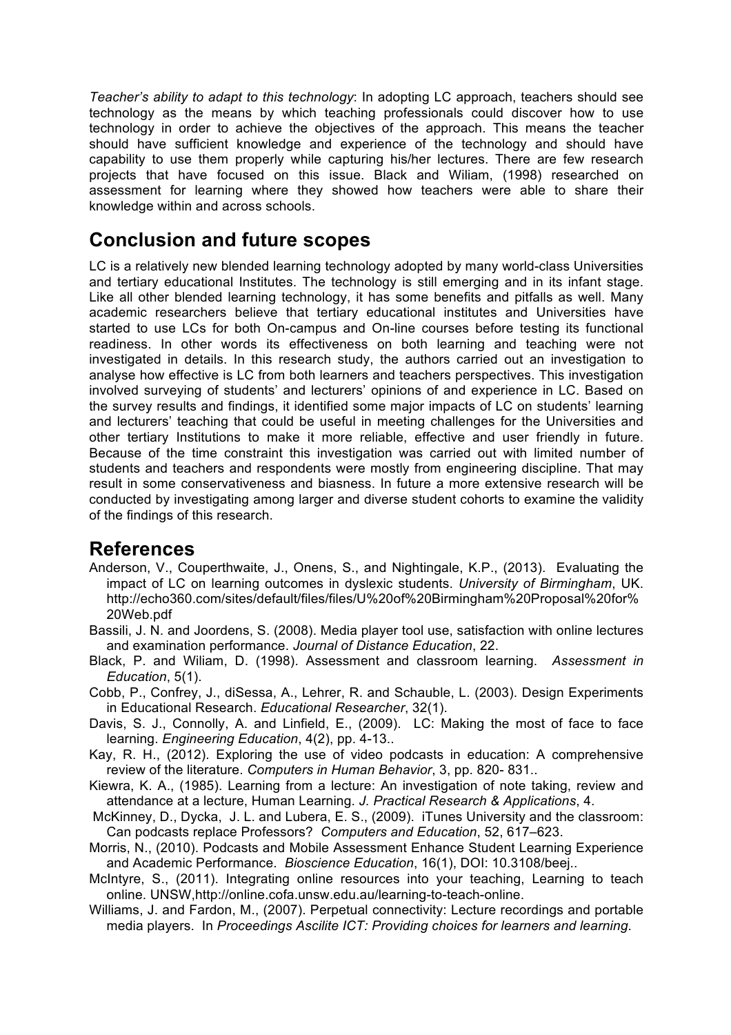*Teacher's ability to adapt to this technology*: In adopting LC approach, teachers should see technology as the means by which teaching professionals could discover how to use technology in order to achieve the objectives of the approach. This means the teacher should have sufficient knowledge and experience of the technology and should have capability to use them properly while capturing his/her lectures. There are few research projects that have focused on this issue. Black and Wiliam, (1998) researched on assessment for learning where they showed how teachers were able to share their knowledge within and across schools.

## Conclusion and future scopes

LC is a relatively new blended learning technology adopted by many world-class Universities and tertiary educational Institutes. The technology is still emerging and in its infant stage. Like all other blended learning technology, it has some benefits and pitfalls as well. Many academic researchers believe that tertiary educational institutes and Universities have started to use LCs for both On-campus and On-line courses before testing its functional readiness. In other words its effectiveness on both learning and teaching were not investigated in details. In this research study, the authors carried out an investigation to analyse how effective is LC from both learners and teachers perspectives. This investigation involved surveying of students' and lecturers' opinions of and experience in LC. Based on the survey results and findings, it identified some major impacts of LC on students' learning and lecturers' teaching that could be useful in meeting challenges for the Universities and other tertiary Institutions to make it more reliable, effective and user friendly in future. Because of the time constraint this investigation was carried out with limited number of students and teachers and respondents were mostly from engineering discipline. That may result in some conservativeness and biasness. In future a more extensive research will be conducted by investigating among larger and diverse student cohorts to examine the validity of the findings of this research.

## References

Anderson, V., Couperthwaite, J., Onens, S., and Nightingale, K.P., (2013). Evaluating the impact of LC on learning outcomes in dyslexic students. *University of Birmingham*, UK. http://echo360.com/sites/default/files/files/U%20of%20Birmingham%20Proposal%20for%20Web.pdf

Bassili, J. N. and Joordens, S. (2008). Media player tool use, satisfaction with online lectures and examination performance. *Journal of Distance Education*, 22.

Black, P. and Wiliam, D. (1998). Assessment and classroom learning. *Assessment in Education*, 5(1).

Cobb, P., Confrey, J., diSessa, A., Lehrer, R. and Schauble, L. (2003). Design Experiments in Educational Research. *Educational Researcher*, 32(1).

Davis, S. J., Connolly, A. and Linfield, E., (2009). LC: Making the most of face to face learning. *Engineering Education*, 4(2), pp. 4-13..

Kay, R. H., (2012). Exploring the use of video podcasts in education: A comprehensive review of the literature. *Computers in Human Behavior*, 3, pp. 820- 831..

Kiewra, K. A., (1985). Learning from a lecture: An investigation of note taking, review and attendance at a lecture, Human Learning. *J. Practical Research & Applications*, 4.

McKinney, D., Dycka, J. L. and Lubera, E. S., (2009). iTunes University and the classroom: Can podcasts replace Professors? *Computers and Education*, 52, 617–623.

Morris, N., (2010). Podcasts and Mobile Assessment Enhance Student Learning Experience and Academic Performance. *Bioscience Education*, 16(1), DOI: 10.3108/beej..

McIntyre, S., (2011). Integrating online resources into your teaching, Learning to teach online. UNSW,http://online.cofa.unsw.edu.au/learning-to-teach-online.

Williams, J. and Fardon, M., (2007). Perpetual connectivity: Lecture recordings and portable media players. In *Proceedings Ascilite ICT: Providing choices for learners and learning*.